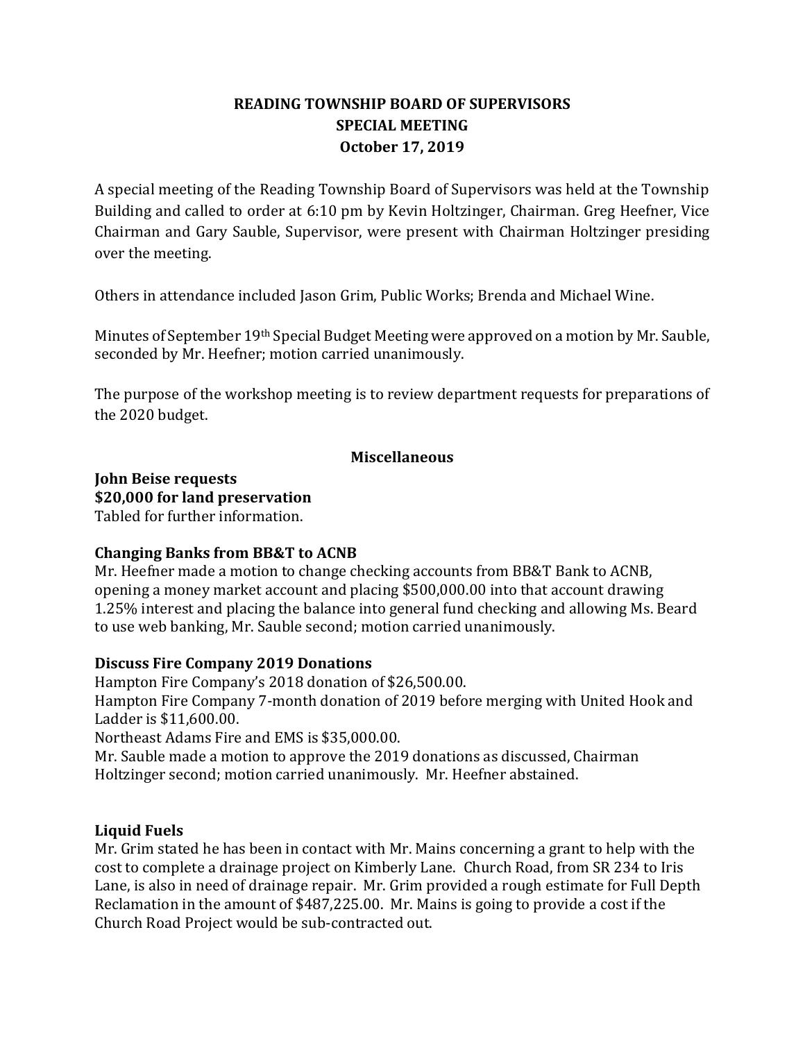# READING TOWNSHIP BOARD OF SUPERVISORS
## SPECIAL MEETING
## October 17, 2019

A special meeting of the Reading Township Board of Supervisors was held at the Township Building and called to order at 6:10 pm by Kevin Holtzinger, Chairman. Greg Heefner, Vice Chairman and Gary Sauble, Supervisor, were present with Chairman Holtzinger presiding over the meeting.

Others in attendance included Jason Grim, Public Works; Brenda and Michael Wine.

Minutes of September 19th Special Budget Meeting were approved on a motion by Mr. Sauble, seconded by Mr. Heefner; motion carried unanimously.

The purpose of the workshop meeting is to review department requests for preparations of the 2020 budget.

### Miscellaneous

**John Beise requests**
**$20,000 for land preservation**
Tabled for further information.

**Changing Banks from BB&T to ACNB**
Mr. Heefner made a motion to change checking accounts from BB&T Bank to ACNB, opening a money market account and placing $500,000.00 into that account drawing 1.25% interest and placing the balance into general fund checking and allowing Ms. Beard to use web banking, Mr. Sauble second; motion carried unanimously.

**Discuss Fire Company 2019 Donations**
Hampton Fire Company's 2018 donation of $26,500.00.
Hampton Fire Company 7-month donation of 2019 before merging with United Hook and Ladder is $11,600.00.
Northeast Adams Fire and EMS is $35,000.00.
Mr. Sauble made a motion to approve the 2019 donations as discussed, Chairman Holtzinger second; motion carried unanimously. Mr. Heefner abstained.

**Liquid Fuels**
Mr. Grim stated he has been in contact with Mr. Mains concerning a grant to help with the cost to complete a drainage project on Kimberly Lane. Church Road, from SR 234 to Iris Lane, is also in need of drainage repair. Mr. Grim provided a rough estimate for Full Depth Reclamation in the amount of $487,225.00. Mr. Mains is going to provide a cost if the Church Road Project would be sub-contracted out.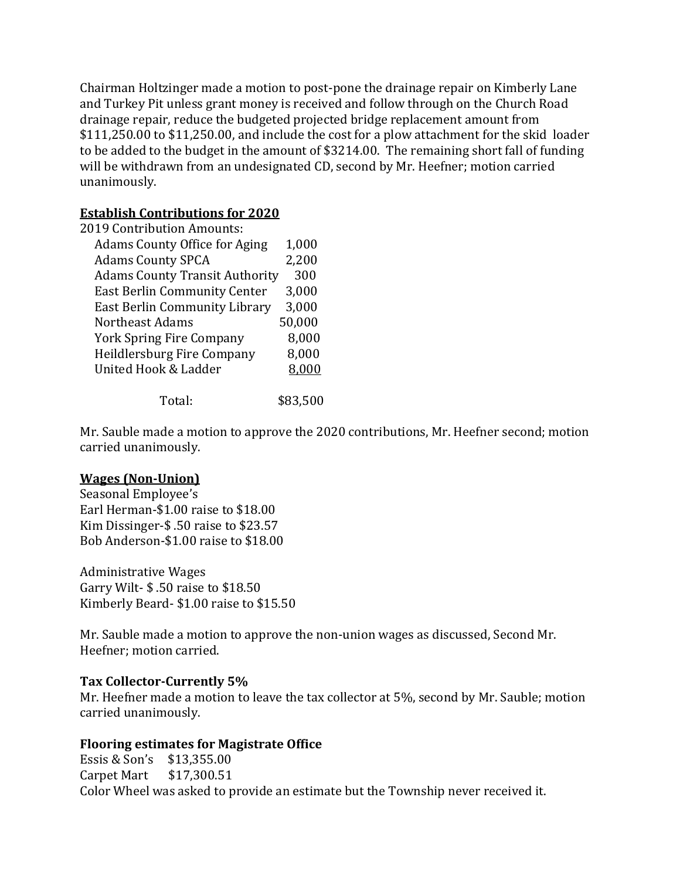Chairman Holtzinger made a motion to post-pone the drainage repair on Kimberly Lane and Turkey Pit unless grant money is received and follow through on the Church Road drainage repair, reduce the budgeted projected bridge replacement amount from $111,250.00 to $11,250.00, and include the cost for a plow attachment for the skid loader to be added to the budget in the amount of $3214.00. The remaining short fall of funding will be withdrawn from an undesignated CD, second by Mr. Heefner; motion carried unanimously.

**Establish Contributions for 2020**

2019 Contribution Amounts:

| | |
|---|---|
| Adams County Office for Aging | 1,000 |
| Adams County SPCA | 2,200 |
| Adams County Transit Authority | 300 |
| East Berlin Community Center | 3,000 |
| East Berlin Community Library | 3,000 |
| Northeast Adams | 50,000 |
| York Spring Fire Company | 8,000 |
| Heildlersburg Fire Company | 8,000 |
| United Hook & Ladder | 8,000 |
| Total: | $83,500 |

Mr. Sauble made a motion to approve the 2020 contributions, Mr. Heefner second; motion carried unanimously.

**Wages (Non-Union)**

Seasonal Employee's
Earl Herman-$1.00 raise to $18.00
Kim Dissinger-$ .50 raise to $23.57
Bob Anderson-$1.00 raise to $18.00

Administrative Wages
Garry Wilt- $ .50 raise to $18.50
Kimberly Beard- $1.00 raise to $15.50

Mr. Sauble made a motion to approve the non-union wages as discussed, Second Mr. Heefner; motion carried.

**Tax Collector-Currently 5%**

Mr. Heefner made a motion to leave the tax collector at 5%, second by Mr. Sauble; motion carried unanimously.

**Flooring estimates for Magistrate Office**

Essis & Son's $13,355.00
Carpet Mart $17,300.51
Color Wheel was asked to provide an estimate but the Township never received it.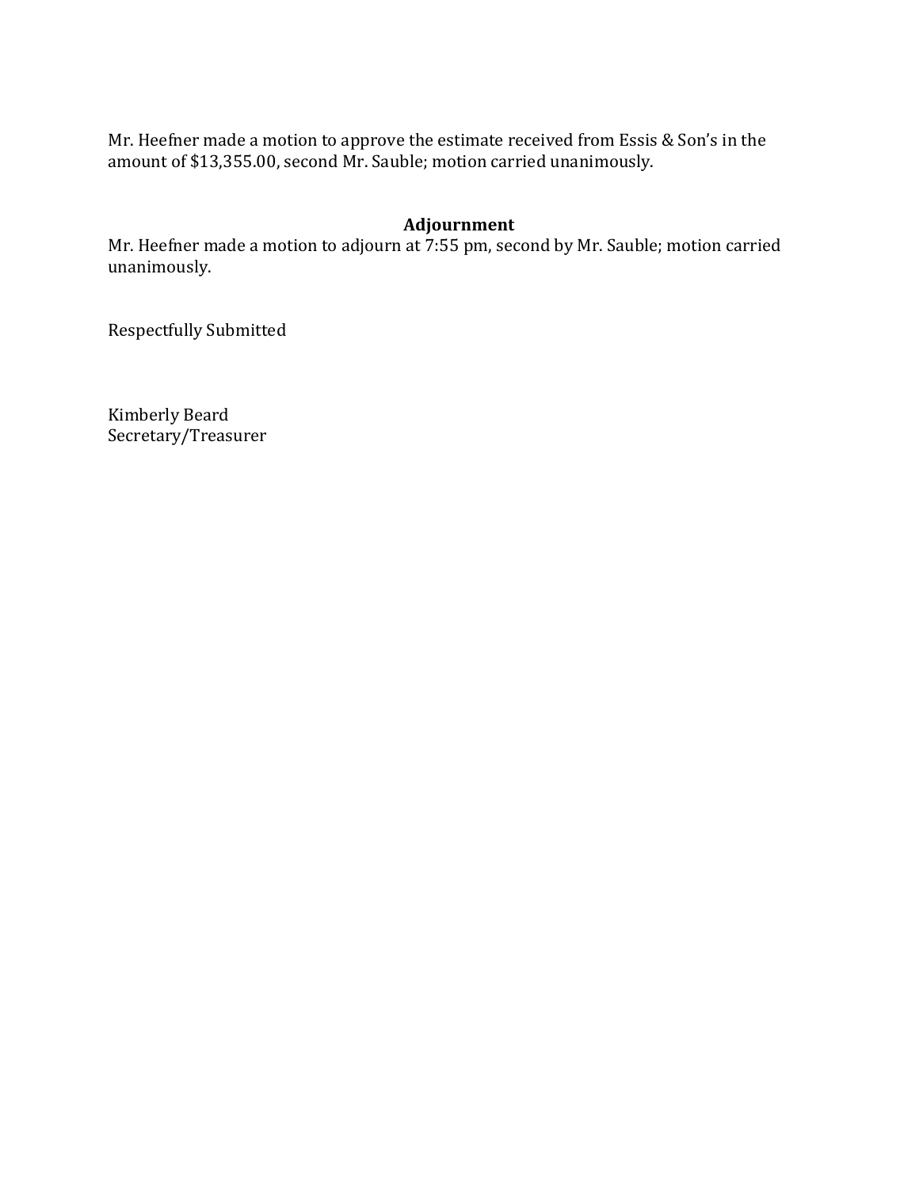Mr. Heefner made a motion to approve the estimate received from Essis & Son's in the amount of $13,355.00, second Mr. Sauble; motion carried unanimously.

## Adjournment

Mr. Heefner made a motion to adjourn at 7:55 pm, second by Mr. Sauble; motion carried unanimously.

Respectfully Submitted

Kimberly Beard
Secretary/Treasurer